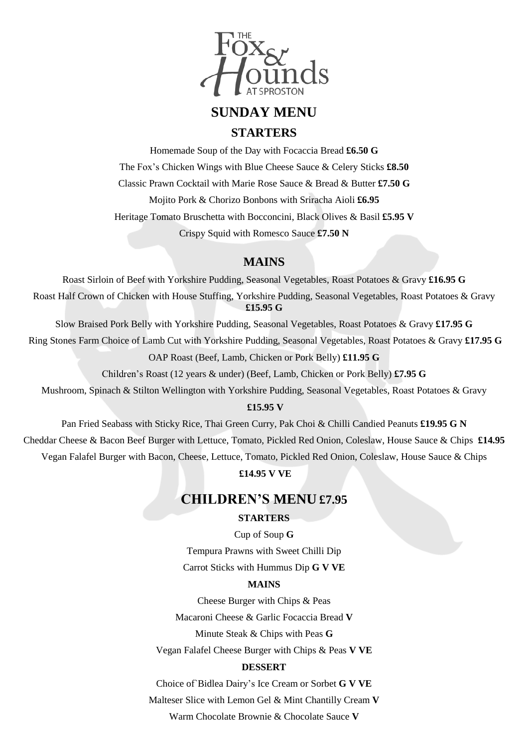THE Fox & Hounds AT SPROSTON

# SUNDAY MENU

## STARTERS

Homemade Soup of the Day with Focaccia Bread **£6.50 G**

The Fox's Chicken Wings with Blue Cheese Sauce & Celery Sticks **£8.50**

Classic Prawn Cocktail with Marie Rose Sauce & Bread & Butter **£7.50 G**

Mojito Pork & Chorizo Bonbons with Sriracha Aioli **£6.95**

Heritage Tomato Bruschetta with Bocconcini, Black Olives & Basil **£5.95 V**

Crispy Squid with Romesco Sauce **£7.50 N**

## MAINS

Roast Sirloin of Beef with Yorkshire Pudding, Seasonal Vegetables, Roast Potatoes & Gravy **£16.95 G**

Roast Half Crown of Chicken with House Stuffing, Yorkshire Pudding, Seasonal Vegetables, Roast Potatoes & Gravy **£15.95 G**

Slow Braised Pork Belly with Yorkshire Pudding, Seasonal Vegetables, Roast Potatoes & Gravy **£17.95 G**

Ring Stones Farm Choice of Lamb Cut with Yorkshire Pudding, Seasonal Vegetables, Roast Potatoes & Gravy **£17.95 G**

OAP Roast (Beef, Lamb, Chicken or Pork Belly) **£11.95 G**

Children's Roast (12 years & under) (Beef, Lamb, Chicken or Pork Belly) **£7.95 G**

Mushroom, Spinach & Stilton Wellington with Yorkshire Pudding, Seasonal Vegetables, Roast Potatoes & Gravy **£15.95 V**

Pan Fried Seabass with Sticky Rice, Thai Green Curry, Pak Choi & Chilli Candied Peanuts **£19.95 G N**

Cheddar Cheese & Bacon Beef Burger with Lettuce, Tomato, Pickled Red Onion, Coleslaw, House Sauce & Chips **£14.95**

Vegan Falafel Burger with Bacon, Cheese, Lettuce, Tomato, Pickled Red Onion, Coleslaw, House Sauce & Chips **£14.95 V VE**

# CHILDREN'S MENU £7.95

### STARTERS

Cup of Soup **G**

Tempura Prawns with Sweet Chilli Dip

Carrot Sticks with Hummus Dip **G V VE**

### MAINS

Cheese Burger with Chips & Peas

Macaroni Cheese & Garlic Focaccia Bread **V**

Minute Steak & Chips with Peas **G**

Vegan Falafel Cheese Burger with Chips & Peas **V VE**

### DESSERT

Choice of`Bidlea Dairy's Ice Cream or Sorbet **G V VE**

Malteser Slice with Lemon Gel & Mint Chantilly Cream **V**

Warm Chocolate Brownie & Chocolate Sauce **V**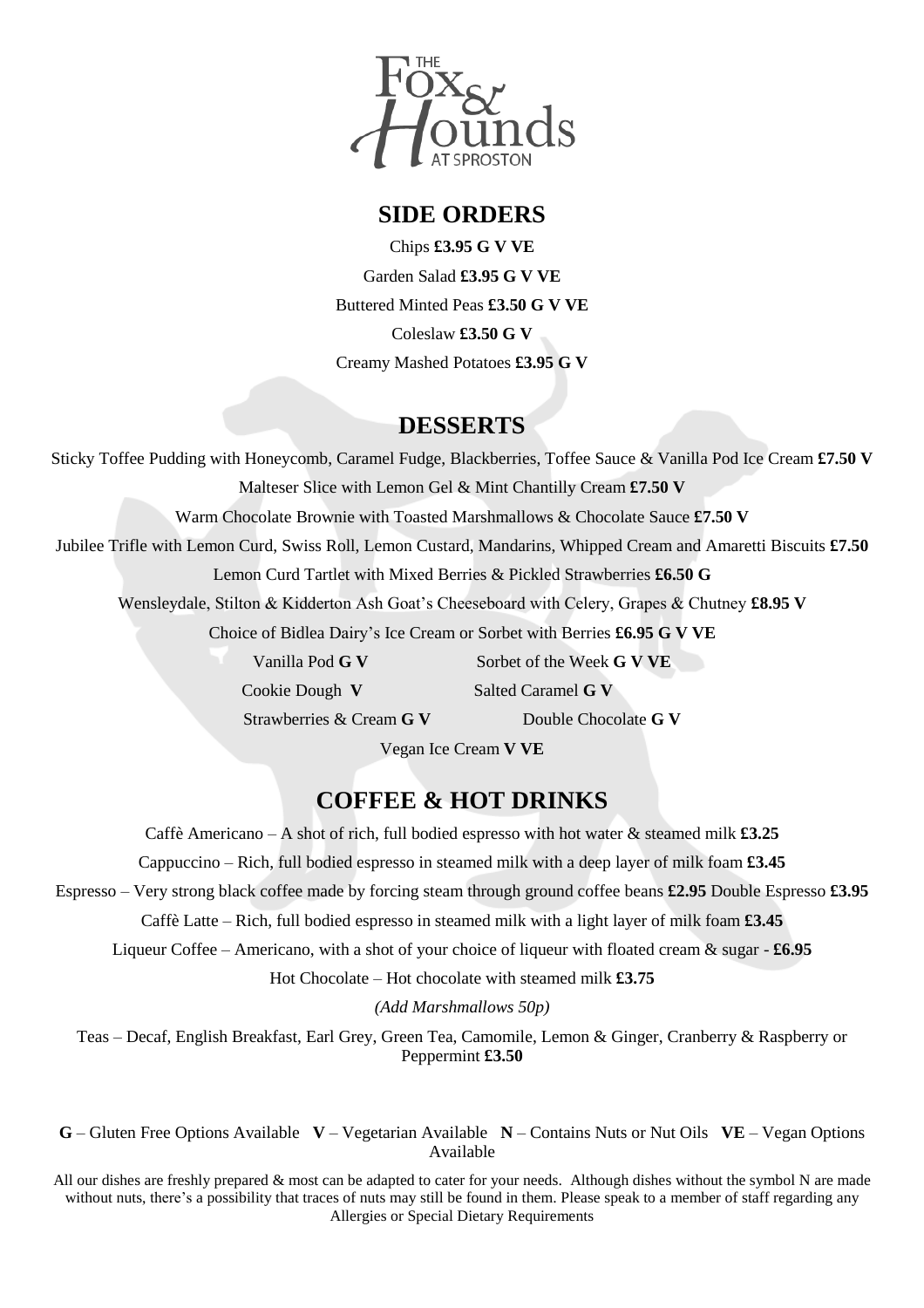THE Fox & Hounds AT SPROSTON

## SIDE ORDERS

Chips **£3.95 G V VE**

Garden Salad **£3.95 G V VE**

Buttered Minted Peas **£3.50 G V VE**

Coleslaw **£3.50 G V**

Creamy Mashed Potatoes **£3.95 G V**

## DESSERTS

Sticky Toffee Pudding with Honeycomb, Caramel Fudge, Blackberries, Toffee Sauce & Vanilla Pod Ice Cream **£7.50 V**

Malteser Slice with Lemon Gel & Mint Chantilly Cream **£7.50 V**

Warm Chocolate Brownie with Toasted Marshmallows & Chocolate Sauce **£7.50 V**

Jubilee Trifle with Lemon Curd, Swiss Roll, Lemon Custard, Mandarins, Whipped Cream and Amaretti Biscuits **£7.50**

Lemon Curd Tartlet with Mixed Berries & Pickled Strawberries **£6.50 G**

Wensleydale, Stilton & Kidderton Ash Goat's Cheeseboard with Celery, Grapes & Chutney **£8.95 V**

Choice of Bidlea Dairy's Ice Cream or Sorbet with Berries **£6.95 G V VE**

Vanilla Pod **G V**
Sorbet of the Week **G V VE**

Cookie Dough **V**
Salted Caramel **G V**

Strawberries & Cream **G V**
Double Chocolate **G V**

Vegan Ice Cream **V VE**

## COFFEE & HOT DRINKS

Caffè Americano – A shot of rich, full bodied espresso with hot water & steamed milk **£3.25**

Cappuccino – Rich, full bodied espresso in steamed milk with a deep layer of milk foam **£3.45**

Espresso – Very strong black coffee made by forcing steam through ground coffee beans **£2.95** Double Espresso **£3.95**

Caffè Latte – Rich, full bodied espresso in steamed milk with a light layer of milk foam **£3.45**

Liqueur Coffee – Americano, with a shot of your choice of liqueur with floated cream & sugar - **£6.95**

Hot Chocolate – Hot chocolate with steamed milk **£3.75**

*(Add Marshmallows 50p)*

Teas – Decaf, English Breakfast, Earl Grey, Green Tea, Camomile, Lemon & Ginger, Cranberry & Raspberry or Peppermint **£3.50**

**G** – Gluten Free Options Available **V** – Vegetarian Available **N** – Contains Nuts or Nut Oils **VE** – Vegan Options Available

All our dishes are freshly prepared & most can be adapted to cater for your needs. Although dishes without the symbol N are made without nuts, there's a possibility that traces of nuts may still be found in them. Please speak to a member of staff regarding any Allergies or Special Dietary Requirements